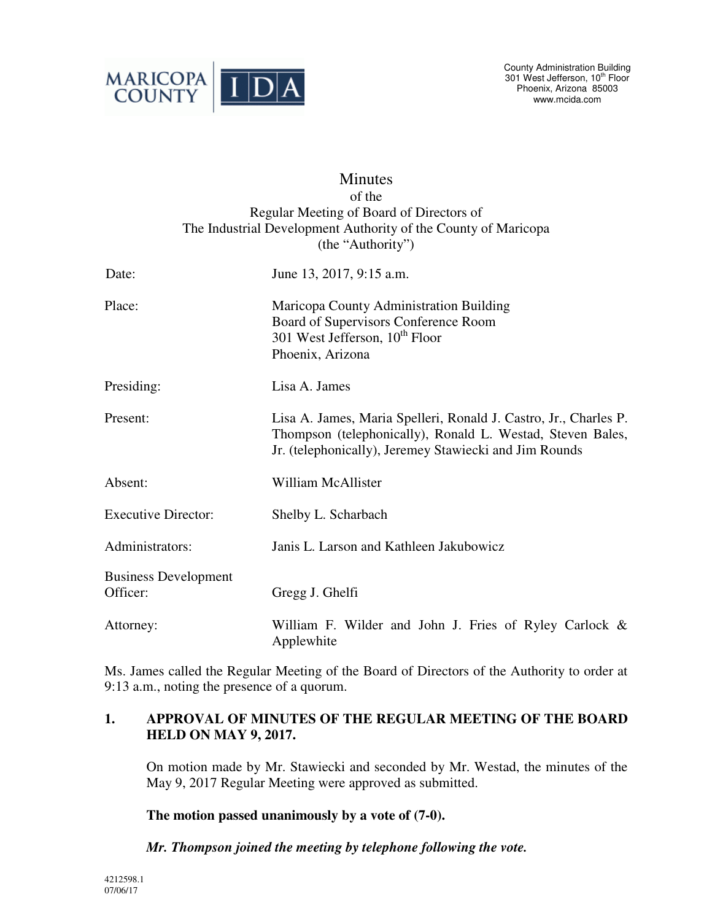MARICOPA COUNTY | IDA

County Administration Building
301 West Jefferson, 10th Floor
Phoenix, Arizona 85003
www.mcida.com

# Minutes
## of the
## Regular Meeting of Board of Directors of
## The Industrial Development Authority of the County of Maricopa
## (the "Authority")

| | |
|---|---|
| Date: | June 13, 2017, 9:15 a.m. |
| Place: | Maricopa County Administration Building<br>Board of Supervisors Conference Room<br>301 West Jefferson, 10th Floor<br>Phoenix, Arizona |
| Presiding: | Lisa A. James |
| Present: | Lisa A. James, Maria Spelleri, Ronald J. Castro, Jr., Charles P. Thompson (telephonically), Ronald L. Westad, Steven Bales, Jr. (telephonically), Jeremey Stawiecki and Jim Rounds |
| Absent: | William McAllister |
| Executive Director: | Shelby L. Scharbach |
| Administrators: | Janis L. Larson and Kathleen Jakubowicz |
| Business Development Officer: | Gregg J. Ghelfi |
| Attorney: | William F. Wilder and John J. Fries of Ryley Carlock & Applewhite |

Ms. James called the Regular Meeting of the Board of Directors of the Authority to order at 9:13 a.m., noting the presence of a quorum.

**1. APPROVAL OF MINUTES OF THE REGULAR MEETING OF THE BOARD HELD ON MAY 9, 2017.**

On motion made by Mr. Stawiecki and seconded by Mr. Westad, the minutes of the May 9, 2017 Regular Meeting were approved as submitted.

**The motion passed unanimously by a vote of (7-0).**

***Mr. Thompson joined the meeting by telephone following the vote.***

4212598.1
07/06/17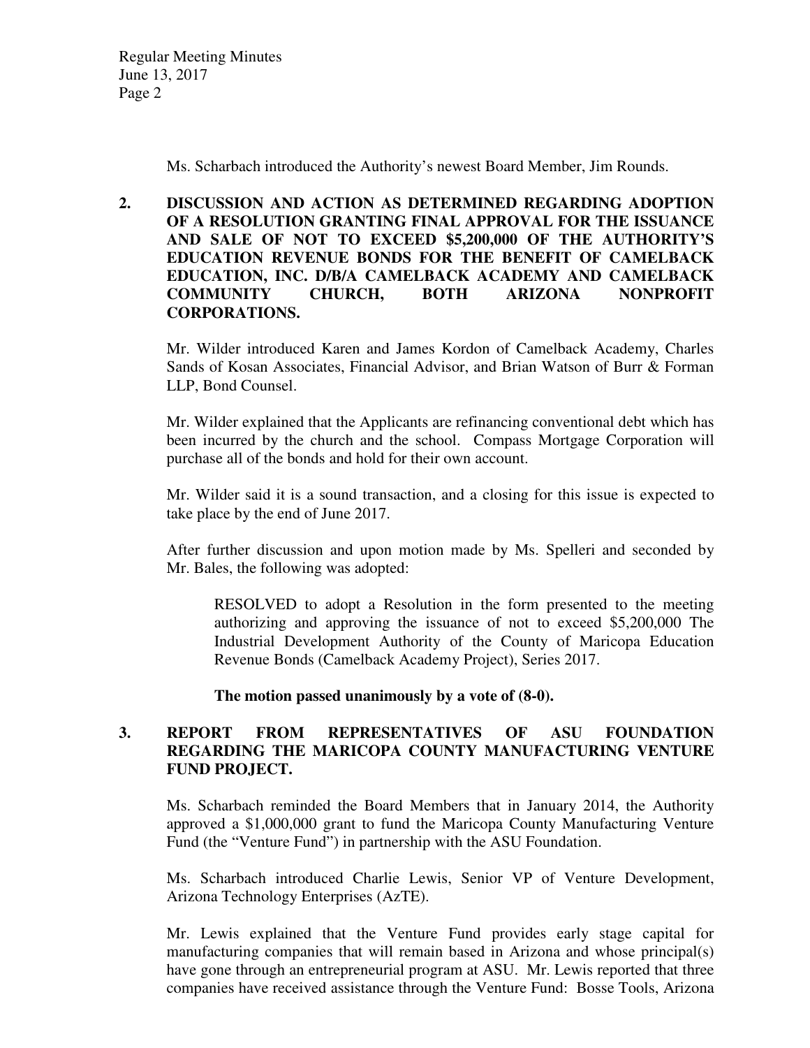Ms. Scharbach introduced the Authority's newest Board Member, Jim Rounds.

**2. DISCUSSION AND ACTION AS DETERMINED REGARDING ADOPTION OF A RESOLUTION GRANTING FINAL APPROVAL FOR THE ISSUANCE AND SALE OF NOT TO EXCEED $5,200,000 OF THE AUTHORITY'S EDUCATION REVENUE BONDS FOR THE BENEFIT OF CAMELBACK EDUCATION, INC. D/B/A CAMELBACK ACADEMY AND CAMELBACK COMMUNITY CHURCH, BOTH ARIZONA NONPROFIT CORPORATIONS.**

Mr. Wilder introduced Karen and James Kordon of Camelback Academy, Charles Sands of Kosan Associates, Financial Advisor, and Brian Watson of Burr & Forman LLP, Bond Counsel.

Mr. Wilder explained that the Applicants are refinancing conventional debt which has been incurred by the church and the school. Compass Mortgage Corporation will purchase all of the bonds and hold for their own account.

Mr. Wilder said it is a sound transaction, and a closing for this issue is expected to take place by the end of June 2017.

After further discussion and upon motion made by Ms. Spelleri and seconded by Mr. Bales, the following was adopted:

> RESOLVED to adopt a Resolution in the form presented to the meeting authorizing and approving the issuance of not to exceed $5,200,000 The Industrial Development Authority of the County of Maricopa Education Revenue Bonds (Camelback Academy Project), Series 2017.
>
> **The motion passed unanimously by a vote of (8-0).**

**3. REPORT FROM REPRESENTATIVES OF ASU FOUNDATION REGARDING THE MARICOPA COUNTY MANUFACTURING VENTURE FUND PROJECT.**

Ms. Scharbach reminded the Board Members that in January 2014, the Authority approved a $1,000,000 grant to fund the Maricopa County Manufacturing Venture Fund (the "Venture Fund") in partnership with the ASU Foundation.

Ms. Scharbach introduced Charlie Lewis, Senior VP of Venture Development, Arizona Technology Enterprises (AzTE).

Mr. Lewis explained that the Venture Fund provides early stage capital for manufacturing companies that will remain based in Arizona and whose principal(s) have gone through an entrepreneurial program at ASU. Mr. Lewis reported that three companies have received assistance through the Venture Fund: Bosse Tools, Arizona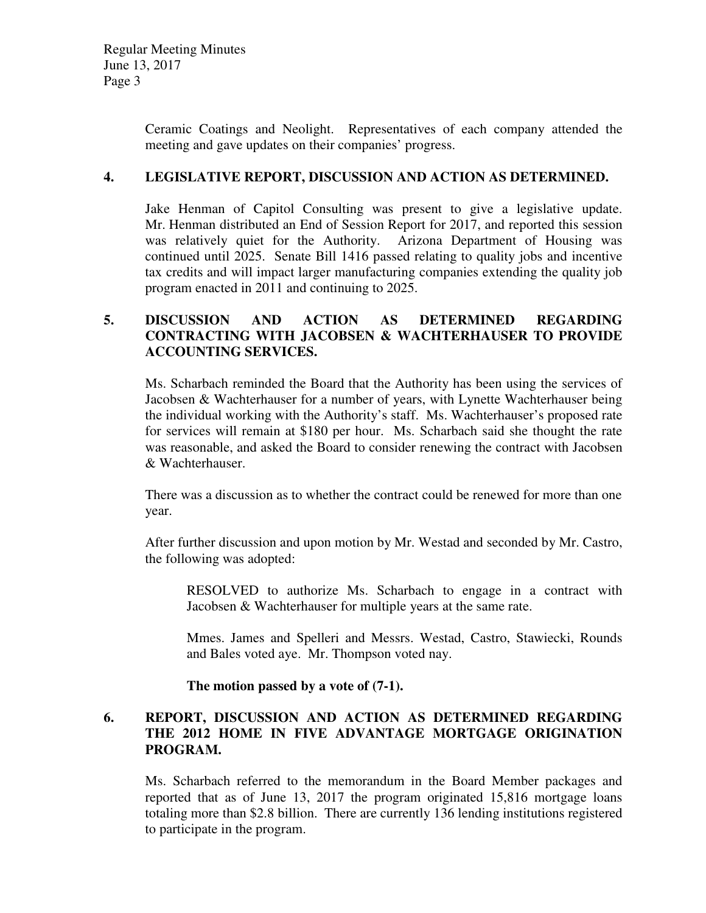Ceramic Coatings and Neolight. Representatives of each company attended the meeting and gave updates on their companies' progress.

**4. LEGISLATIVE REPORT, DISCUSSION AND ACTION AS DETERMINED.**

Jake Henman of Capitol Consulting was present to give a legislative update. Mr. Henman distributed an End of Session Report for 2017, and reported this session was relatively quiet for the Authority. Arizona Department of Housing was continued until 2025. Senate Bill 1416 passed relating to quality jobs and incentive tax credits and will impact larger manufacturing companies extending the quality job program enacted in 2011 and continuing to 2025.

**5. DISCUSSION AND ACTION AS DETERMINED REGARDING CONTRACTING WITH JACOBSEN & WACHTERHAUSER TO PROVIDE ACCOUNTING SERVICES.**

Ms. Scharbach reminded the Board that the Authority has been using the services of Jacobsen & Wachterhauser for a number of years, with Lynette Wachterhauser being the individual working with the Authority's staff. Ms. Wachterhauser's proposed rate for services will remain at $180 per hour. Ms. Scharbach said she thought the rate was reasonable, and asked the Board to consider renewing the contract with Jacobsen & Wachterhauser.

There was a discussion as to whether the contract could be renewed for more than one year.

After further discussion and upon motion by Mr. Westad and seconded by Mr. Castro, the following was adopted:

> RESOLVED to authorize Ms. Scharbach to engage in a contract with Jacobsen & Wachterhauser for multiple years at the same rate.
>
> Mmes. James and Spelleri and Messrs. Westad, Castro, Stawiecki, Rounds and Bales voted aye. Mr. Thompson voted nay.
>
> **The motion passed by a vote of (7-1).**

**6. REPORT, DISCUSSION AND ACTION AS DETERMINED REGARDING THE 2012 HOME IN FIVE ADVANTAGE MORTGAGE ORIGINATION PROGRAM.**

Ms. Scharbach referred to the memorandum in the Board Member packages and reported that as of June 13, 2017 the program originated 15,816 mortgage loans totaling more than $2.8 billion. There are currently 136 lending institutions registered to participate in the program.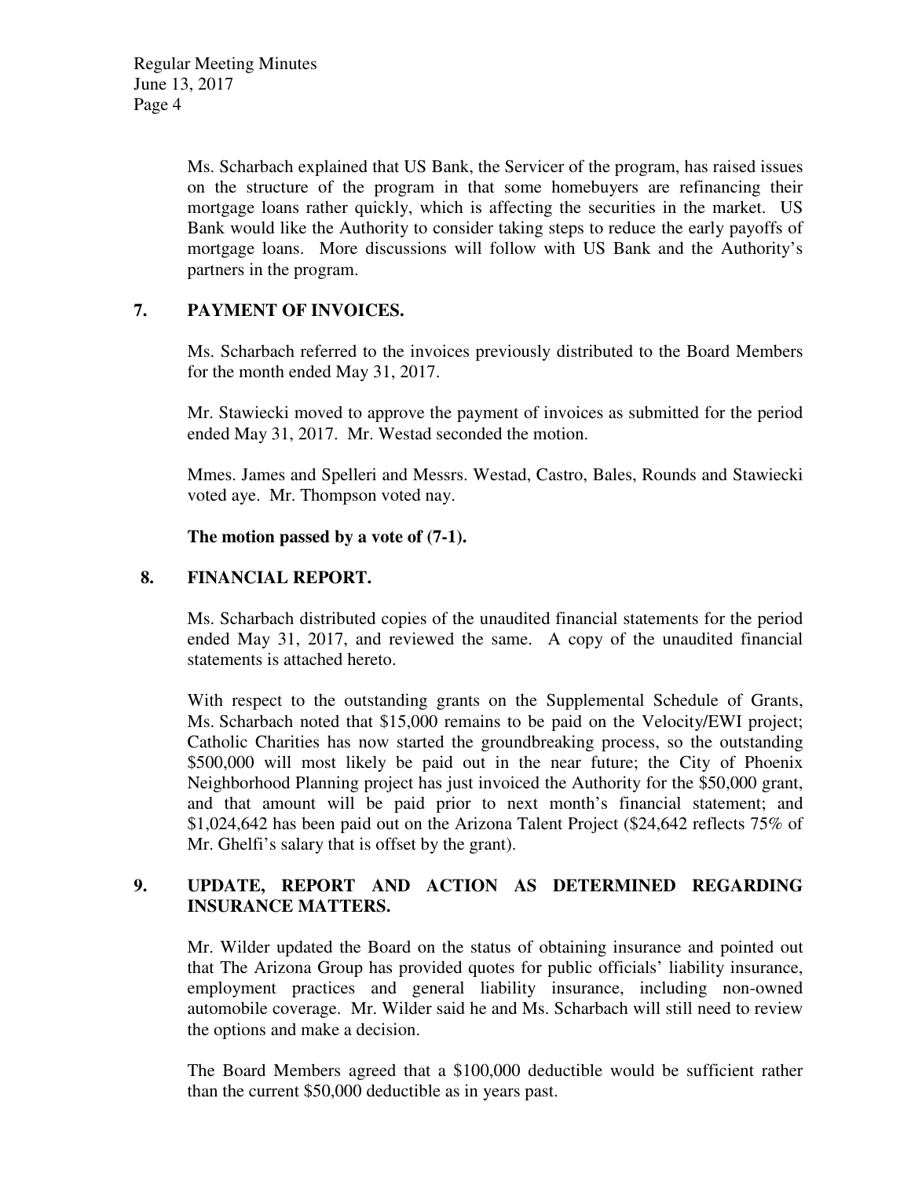Ms. Scharbach explained that US Bank, the Servicer of the program, has raised issues on the structure of the program in that some homebuyers are refinancing their mortgage loans rather quickly, which is affecting the securities in the market. US Bank would like the Authority to consider taking steps to reduce the early payoffs of mortgage loans. More discussions will follow with US Bank and the Authority's partners in the program.

## 7. PAYMENT OF INVOICES.

Ms. Scharbach referred to the invoices previously distributed to the Board Members for the month ended May 31, 2017.

Mr. Stawiecki moved to approve the payment of invoices as submitted for the period ended May 31, 2017. Mr. Westad seconded the motion.

Mmes. James and Spelleri and Messrs. Westad, Castro, Bales, Rounds and Stawiecki voted aye. Mr. Thompson voted nay.

**The motion passed by a vote of (7-1).**

## 8. FINANCIAL REPORT.

Ms. Scharbach distributed copies of the unaudited financial statements for the period ended May 31, 2017, and reviewed the same. A copy of the unaudited financial statements is attached hereto.

With respect to the outstanding grants on the Supplemental Schedule of Grants, Ms. Scharbach noted that $15,000 remains to be paid on the Velocity/EWI project; Catholic Charities has now started the groundbreaking process, so the outstanding $500,000 will most likely be paid out in the near future; the City of Phoenix Neighborhood Planning project has just invoiced the Authority for the $50,000 grant, and that amount will be paid prior to next month's financial statement; and $1,024,642 has been paid out on the Arizona Talent Project ($24,642 reflects 75% of Mr. Ghelfi's salary that is offset by the grant).

## 9. UPDATE, REPORT AND ACTION AS DETERMINED REGARDING INSURANCE MATTERS.

Mr. Wilder updated the Board on the status of obtaining insurance and pointed out that The Arizona Group has provided quotes for public officials' liability insurance, employment practices and general liability insurance, including non-owned automobile coverage. Mr. Wilder said he and Ms. Scharbach will still need to review the options and make a decision.

The Board Members agreed that a $100,000 deductible would be sufficient rather than the current $50,000 deductible as in years past.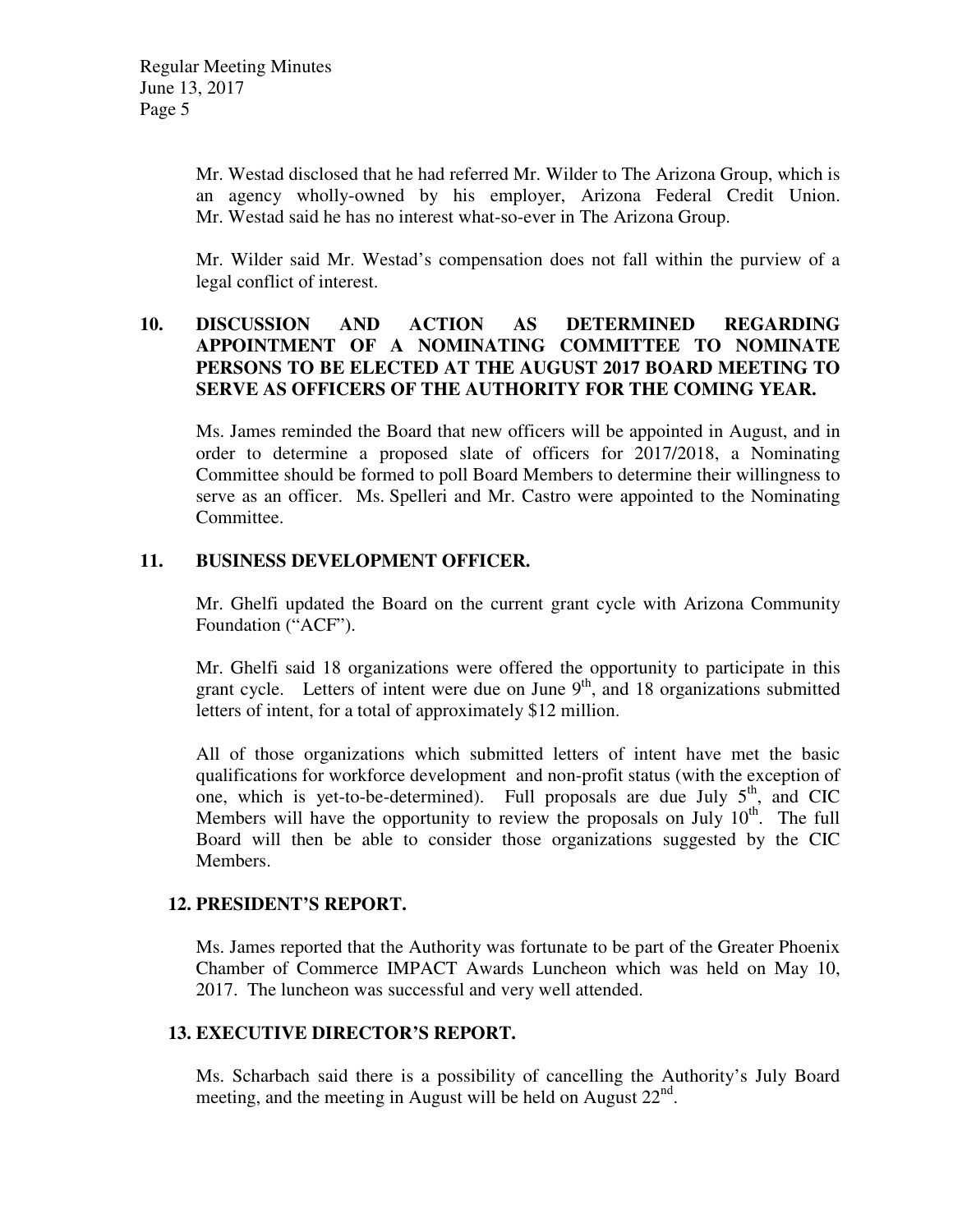Mr. Westad disclosed that he had referred Mr. Wilder to The Arizona Group, which is an agency wholly-owned by his employer, Arizona Federal Credit Union. Mr. Westad said he has no interest what-so-ever in The Arizona Group.

Mr. Wilder said Mr. Westad's compensation does not fall within the purview of a legal conflict of interest.

**10. DISCUSSION AND ACTION AS DETERMINED REGARDING APPOINTMENT OF A NOMINATING COMMITTEE TO NOMINATE PERSONS TO BE ELECTED AT THE AUGUST 2017 BOARD MEETING TO SERVE AS OFFICERS OF THE AUTHORITY FOR THE COMING YEAR.**

Ms. James reminded the Board that new officers will be appointed in August, and in order to determine a proposed slate of officers for 2017/2018, a Nominating Committee should be formed to poll Board Members to determine their willingness to serve as an officer. Ms. Spelleri and Mr. Castro were appointed to the Nominating Committee.

**11. BUSINESS DEVELOPMENT OFFICER.**

Mr. Ghelfi updated the Board on the current grant cycle with Arizona Community Foundation ("ACF").

Mr. Ghelfi said 18 organizations were offered the opportunity to participate in this grant cycle. Letters of intent were due on June 9th, and 18 organizations submitted letters of intent, for a total of approximately $12 million.

All of those organizations which submitted letters of intent have met the basic qualifications for workforce development and non-profit status (with the exception of one, which is yet-to-be-determined). Full proposals are due July 5th, and CIC Members will have the opportunity to review the proposals on July 10th. The full Board will then be able to consider those organizations suggested by the CIC Members.

**12. PRESIDENT'S REPORT.**

Ms. James reported that the Authority was fortunate to be part of the Greater Phoenix Chamber of Commerce IMPACT Awards Luncheon which was held on May 10, 2017. The luncheon was successful and very well attended.

**13. EXECUTIVE DIRECTOR'S REPORT.**

Ms. Scharbach said there is a possibility of cancelling the Authority's July Board meeting, and the meeting in August will be held on August 22nd.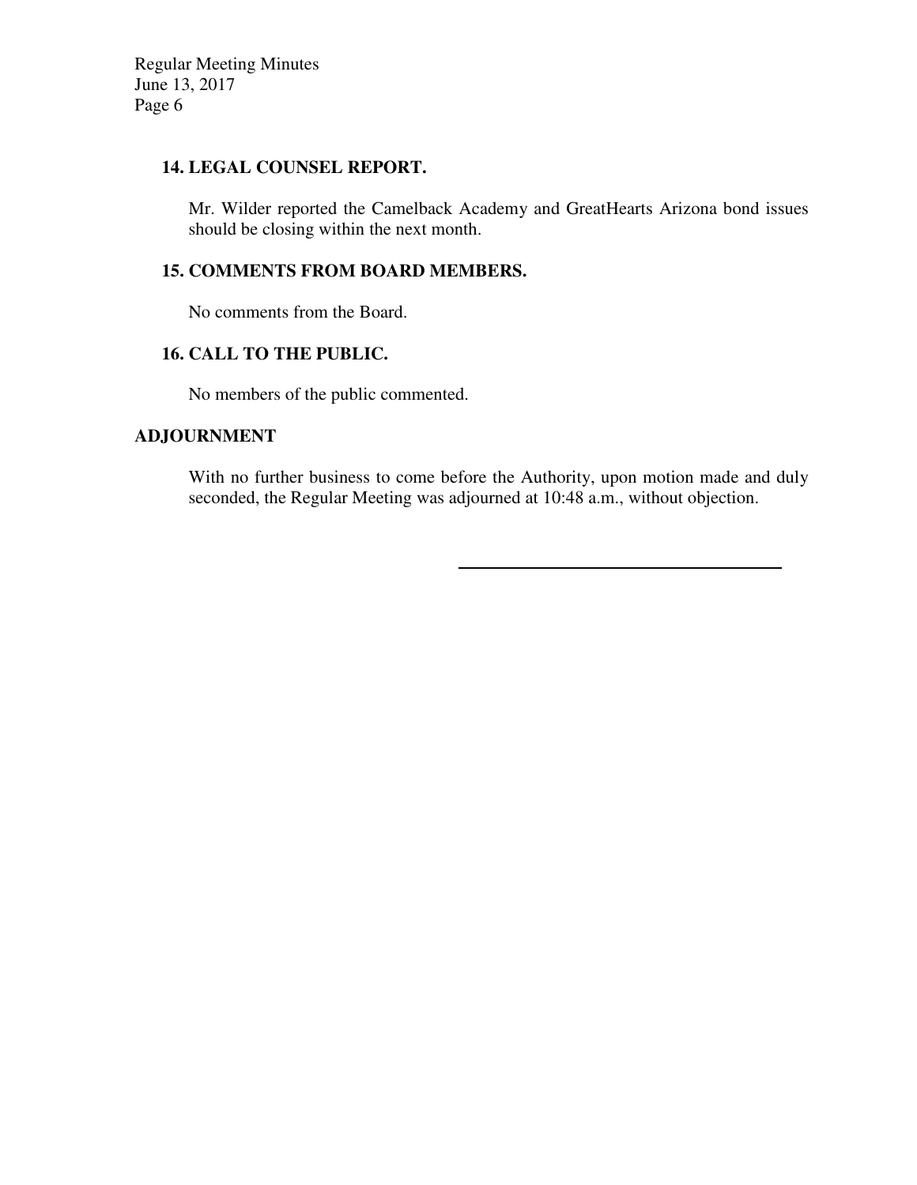### 14. LEGAL COUNSEL REPORT.

Mr. Wilder reported the Camelback Academy and GreatHearts Arizona bond issues should be closing within the next month.

### 15. COMMENTS FROM BOARD MEMBERS.

No comments from the Board.

### 16. CALL TO THE PUBLIC.

No members of the public commented.

### ADJOURNMENT

With no further business to come before the Authority, upon motion made and duly seconded, the Regular Meeting was adjourned at 10:48 a.m., without objection.

\_\_\_\_\_\_\_\_\_\_\_\_\_\_\_\_\_\_\_\_\_\_\_\_\_\_\_\_\_\_\_\_\_\_\_\_